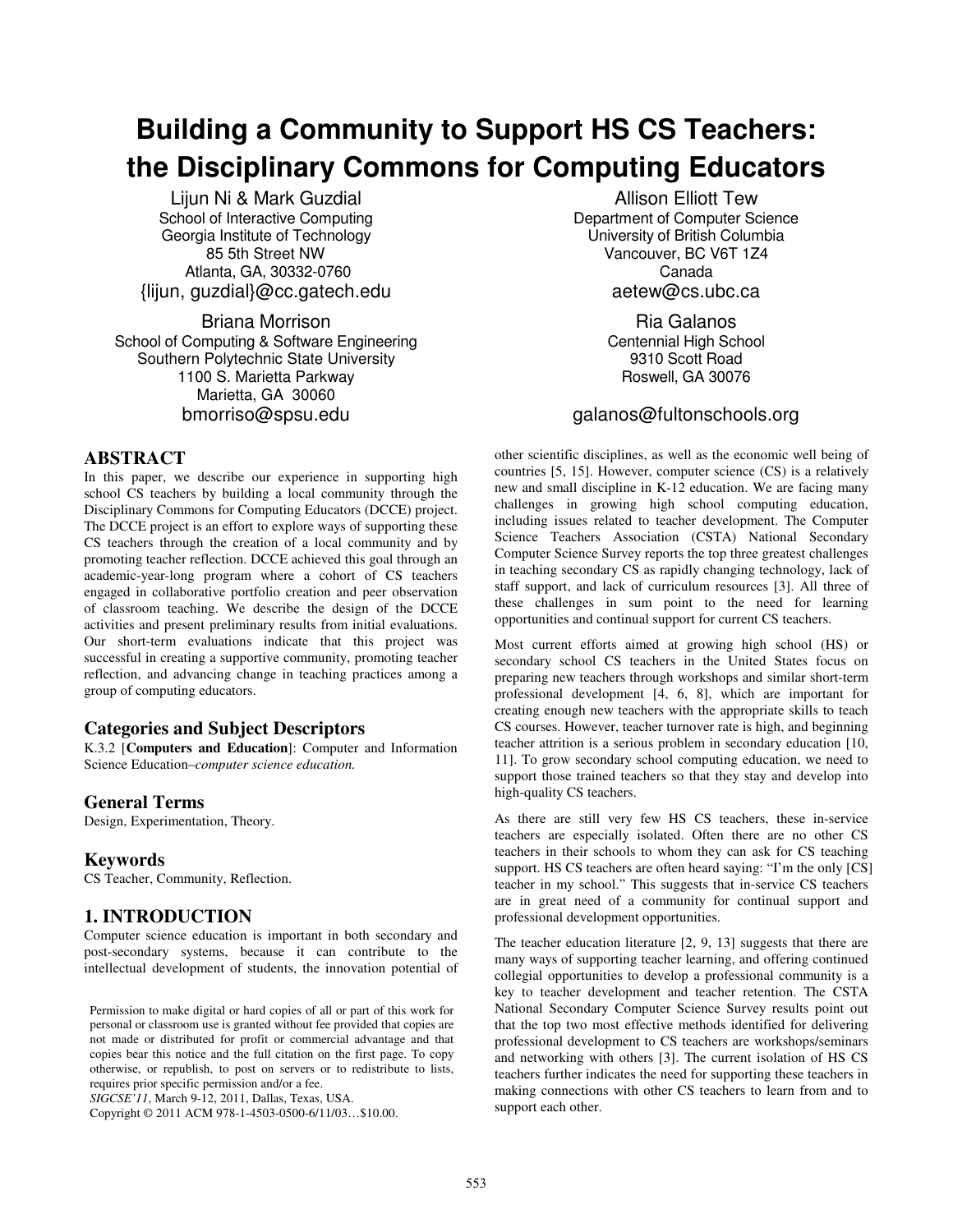# Building a Community to Support HS CS Teachers: the Disciplinary Commons for Computing Educators

Lijun Ni & Mark Guzdial
School of Interactive Computing
Georgia Institute of Technology
85 5th Street NW
Atlanta, GA, 30332-0760
{lijun, guzdial}@cc.gatech.edu

Allison Elliott Tew
Department of Computer Science
University of British Columbia
Vancouver, BC V6T 1Z4
Canada
aetew@cs.ubc.ca

Briana Morrison
School of Computing & Software Engineering
Southern Polytechnic State University
1100 S. Marietta Parkway
Marietta, GA 30060
bmorriso@spsu.edu

Ria Galanos
Centennial High School
9310 Scott Road
Roswell, GA 30076
galanos@fultonschools.org

## ABSTRACT

In this paper, we describe our experience in supporting high school CS teachers by building a local community through the Disciplinary Commons for Computing Educators (DCCE) project. The DCCE project is an effort to explore ways of supporting these CS teachers through the creation of a local community and by promoting teacher reflection. DCCE achieved this goal through an academic-year-long program where a cohort of CS teachers engaged in collaborative portfolio creation and peer observation of classroom teaching. We describe the design of the DCCE activities and present preliminary results from initial evaluations. Our short-term evaluations indicate that this project was successful in creating a supportive community, promoting teacher reflection, and advancing change in teaching practices among a group of computing educators.

### Categories and Subject Descriptors

K.3.2 [**Computers and Education**]: Computer and Information Science Education–*computer science education.*

### General Terms

Design, Experimentation, Theory.

### Keywords

CS Teacher, Community, Reflection.

## 1. INTRODUCTION

Computer science education is important in both secondary and post-secondary systems, because it can contribute to the intellectual development of students, the innovation potential of other scientific disciplines, as well as the economic well being of countries [5, 15]. However, computer science (CS) is a relatively new and small discipline in K-12 education. We are facing many challenges in growing high school computing education, including issues related to teacher development. The Computer Science Teachers Association (CSTA) National Secondary Computer Science Survey reports the top three greatest challenges in teaching secondary CS as rapidly changing technology, lack of staff support, and lack of curriculum resources [3]. All three of these challenges in sum point to the need for learning opportunities and continual support for current CS teachers.

Most current efforts aimed at growing high school (HS) or secondary school CS teachers in the United States focus on preparing new teachers through workshops and similar short-term professional development [4, 6, 8], which are important for creating enough new teachers with the appropriate skills to teach CS courses. However, teacher turnover rate is high, and beginning teacher attrition is a serious problem in secondary education [10, 11]. To grow secondary school computing education, we need to support those trained teachers so that they stay and develop into high-quality CS teachers.

As there are still very few HS CS teachers, these in-service teachers are especially isolated. Often there are no other CS teachers in their schools to whom they can ask for CS teaching support. HS CS teachers are often heard saying: "I'm the only [CS] teacher in my school." This suggests that in-service CS teachers are in great need of a community for continual support and professional development opportunities.

The teacher education literature [2, 9, 13] suggests that there are many ways of supporting teacher learning, and offering continued collegial opportunities to develop a professional community is a key to teacher development and teacher retention. The CSTA National Secondary Computer Science Survey results point out that the top two most effective methods identified for delivering professional development to CS teachers are workshops/seminars and networking with others [3]. The current isolation of HS CS teachers further indicates the need for supporting these teachers in making connections with other CS teachers to learn from and to support each other.

Permission to make digital or hard copies of all or part of this work for personal or classroom use is granted without fee provided that copies are not made or distributed for profit or commercial advantage and that copies bear this notice and the full citation on the first page. To copy otherwise, or republish, to post on servers or to redistribute to lists, requires prior specific permission and/or a fee.
*SIGCSE'11*, March 9-12, 2011, Dallas, Texas, USA.
Copyright © 2011 ACM 978-1-4503-0500-6/11/03…$10.00.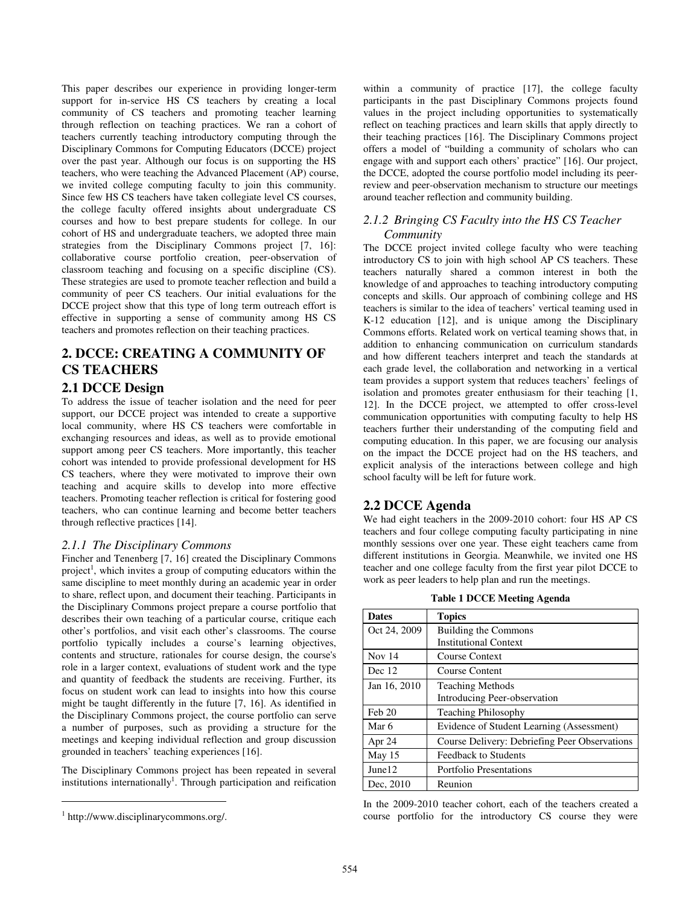This paper describes our experience in providing longer-term support for in-service HS CS teachers by creating a local community of CS teachers and promoting teacher learning through reflection on teaching practices. We ran a cohort of teachers currently teaching introductory computing through the Disciplinary Commons for Computing Educators (DCCE) project over the past year. Although our focus is on supporting the HS teachers, who were teaching the Advanced Placement (AP) course, we invited college computing faculty to join this community. Since few HS CS teachers have taken collegiate level CS courses, the college faculty offered insights about undergraduate CS courses and how to best prepare students for college. In our cohort of HS and undergraduate teachers, we adopted three main strategies from the Disciplinary Commons project [7, 16]: collaborative course portfolio creation, peer-observation of classroom teaching and focusing on a specific discipline (CS). These strategies are used to promote teacher reflection and build a community of peer CS teachers. Our initial evaluations for the DCCE project show that this type of long term outreach effort is effective in supporting a sense of community among HS CS teachers and promotes reflection on their teaching practices.

## 2. DCCE: CREATING A COMMUNITY OF CS TEACHERS

### 2.1 DCCE Design

To address the issue of teacher isolation and the need for peer support, our DCCE project was intended to create a supportive local community, where HS CS teachers were comfortable in exchanging resources and ideas, as well as to provide emotional support among peer CS teachers. More importantly, this teacher cohort was intended to provide professional development for HS CS teachers, where they were motivated to improve their own teaching and acquire skills to develop into more effective teachers. Promoting teacher reflection is critical for fostering good teachers, who can continue learning and become better teachers through reflective practices [14].

#### *2.1.1 The Disciplinary Commons*

Fincher and Tenenberg [7, 16] created the Disciplinary Commons project[1], which invites a group of computing educators within the same discipline to meet monthly during an academic year in order to share, reflect upon, and document their teaching. Participants in the Disciplinary Commons project prepare a course portfolio that describes their own teaching of a particular course, critique each other's portfolios, and visit each other's classrooms. The course portfolio typically includes a course's learning objectives, contents and structure, rationales for course design, the course's role in a larger context, evaluations of student work and the type and quantity of feedback the students are receiving. Further, its focus on student work can lead to insights into how this course might be taught differently in the future [7, 16]. As identified in the Disciplinary Commons project, the course portfolio can serve a number of purposes, such as providing a structure for the meetings and keeping individual reflection and group discussion grounded in teachers' teaching experiences [16].

The Disciplinary Commons project has been repeated in several institutions internationally[1]. Through participation and reification within a community of practice [17], the college faculty participants in the past Disciplinary Commons projects found values in the project including opportunities to systematically reflect on teaching practices and learn skills that apply directly to their teaching practices [16]. The Disciplinary Commons project offers a model of "building a community of scholars who can engage with and support each others' practice" [16]. Our project, the DCCE, adopted the course portfolio model including its peer-review and peer-observation mechanism to structure our meetings around teacher reflection and community building.

#### *2.1.2 Bringing CS Faculty into the HS CS Teacher Community*

The DCCE project invited college faculty who were teaching introductory CS to join with high school AP CS teachers. These teachers naturally shared a common interest in both the knowledge of and approaches to teaching introductory computing concepts and skills. Our approach of combining college and HS teachers is similar to the idea of teachers' vertical teaming used in K-12 education [12], and is unique among the Disciplinary Commons efforts. Related work on vertical teaming shows that, in addition to enhancing communication on curriculum standards and how different teachers interpret and teach the standards at each grade level, the collaboration and networking in a vertical team provides a support system that reduces teachers' feelings of isolation and promotes greater enthusiasm for their teaching [1, 12]. In the DCCE project, we attempted to offer cross-level communication opportunities with computing faculty to help HS teachers further their understanding of the computing field and computing education. In this paper, we are focusing our analysis on the impact the DCCE project had on the HS teachers, and explicit analysis of the interactions between college and high school faculty will be left for future work.

### 2.2 DCCE Agenda

We had eight teachers in the 2009-2010 cohort: four HS AP CS teachers and four college computing faculty participating in nine monthly sessions over one year. These eight teachers came from different institutions in Georgia. Meanwhile, we invited one HS teacher and one college faculty from the first year pilot DCCE to work as peer leaders to help plan and run the meetings.

**Table 1 DCCE Meeting Agenda**

| Dates | Topics |
|---|---|
| Oct 24, 2009 | Building the Commons<br>Institutional Context |
| Nov 14 | Course Context |
| Dec 12 | Course Content |
| Jan 16, 2010 | Teaching Methods<br>Introducing Peer-observation |
| Feb 20 | Teaching Philosophy |
| Mar 6 | Evidence of Student Learning (Assessment) |
| Apr 24 | Course Delivery: Debriefing Peer Observations |
| May 15 | Feedback to Students |
| June12 | Portfolio Presentations |
| Dec, 2010 | Reunion |

In the 2009-2010 teacher cohort, each of the teachers created a course portfolio for the introductory CS course they were

[1] http://www.disciplinarycommons.org/.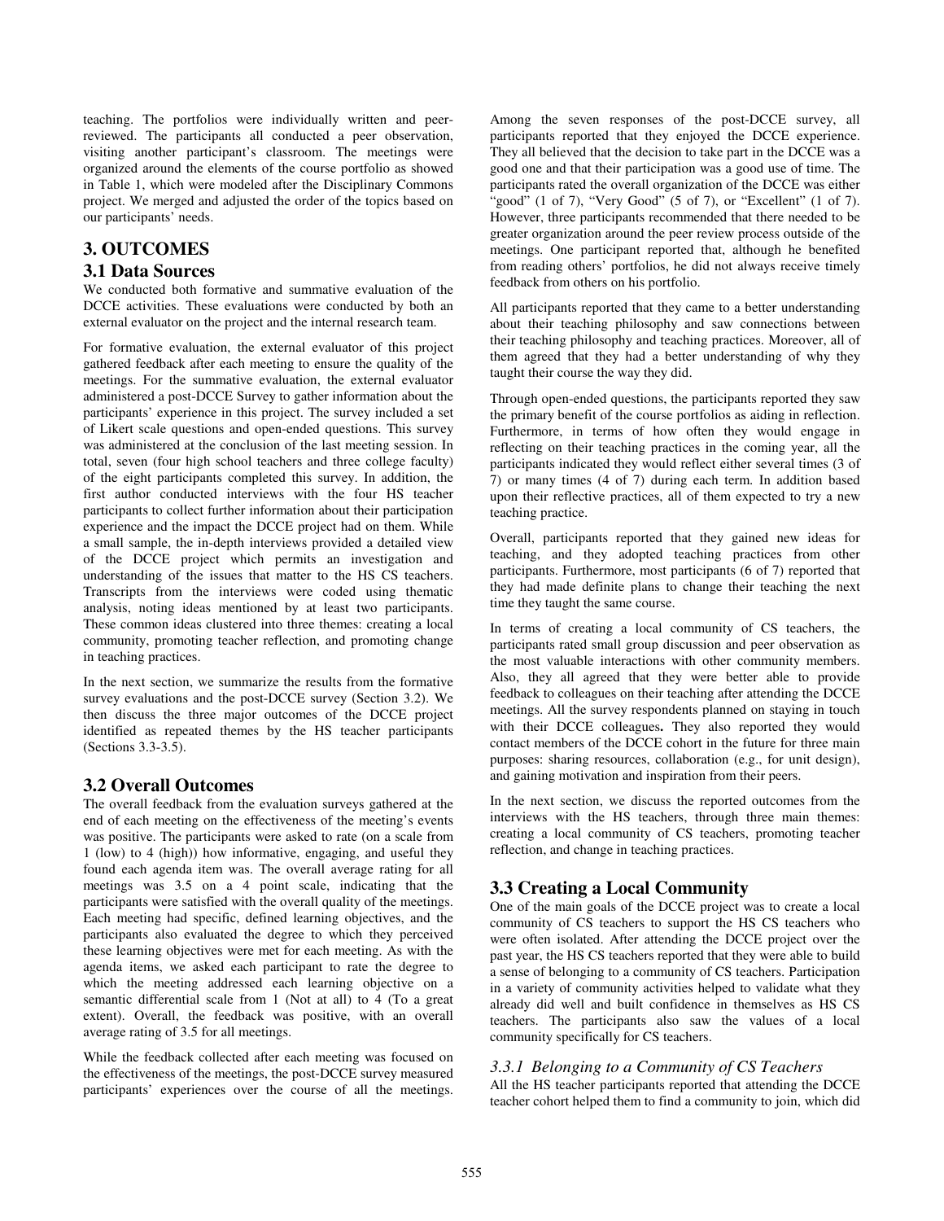teaching. The portfolios were individually written and peer-reviewed. The participants all conducted a peer observation, visiting another participant's classroom. The meetings were organized around the elements of the course portfolio as showed in Table 1, which were modeled after the Disciplinary Commons project. We merged and adjusted the order of the topics based on our participants' needs.

## 3. OUTCOMES

### 3.1 Data Sources

We conducted both formative and summative evaluation of the DCCE activities. These evaluations were conducted by both an external evaluator on the project and the internal research team.

For formative evaluation, the external evaluator of this project gathered feedback after each meeting to ensure the quality of the meetings. For the summative evaluation, the external evaluator administered a post-DCCE Survey to gather information about the participants' experience in this project. The survey included a set of Likert scale questions and open-ended questions. This survey was administered at the conclusion of the last meeting session. In total, seven (four high school teachers and three college faculty) of the eight participants completed this survey. In addition, the first author conducted interviews with the four HS teacher participants to collect further information about their participation experience and the impact the DCCE project had on them. While a small sample, the in-depth interviews provided a detailed view of the DCCE project which permits an investigation and understanding of the issues that matter to the HS CS teachers. Transcripts from the interviews were coded using thematic analysis, noting ideas mentioned by at least two participants. These common ideas clustered into three themes: creating a local community, promoting teacher reflection, and promoting change in teaching practices.

In the next section, we summarize the results from the formative survey evaluations and the post-DCCE survey (Section 3.2). We then discuss the three major outcomes of the DCCE project identified as repeated themes by the HS teacher participants (Sections 3.3-3.5).

### 3.2 Overall Outcomes

The overall feedback from the evaluation surveys gathered at the end of each meeting on the effectiveness of the meeting's events was positive. The participants were asked to rate (on a scale from 1 (low) to 4 (high)) how informative, engaging, and useful they found each agenda item was. The overall average rating for all meetings was 3.5 on a 4 point scale, indicating that the participants were satisfied with the overall quality of the meetings. Each meeting had specific, defined learning objectives, and the participants also evaluated the degree to which they perceived these learning objectives were met for each meeting. As with the agenda items, we asked each participant to rate the degree to which the meeting addressed each learning objective on a semantic differential scale from 1 (Not at all) to 4 (To a great extent). Overall, the feedback was positive, with an overall average rating of 3.5 for all meetings.

While the feedback collected after each meeting was focused on the effectiveness of the meetings, the post-DCCE survey measured participants' experiences over the course of all the meetings. Among the seven responses of the post-DCCE survey, all participants reported that they enjoyed the DCCE experience. They all believed that the decision to take part in the DCCE was a good one and that their participation was a good use of time. The participants rated the overall organization of the DCCE as either "good" (1 of 7), "Very Good" (5 of 7), or "Excellent" (1 of 7). However, three participants recommended that there needed to be greater organization around the peer review process outside of the meetings. One participant reported that, although he benefited from reading others' portfolios, he did not always receive timely feedback from others on his portfolio.

All participants reported that they came to a better understanding about their teaching philosophy and saw connections between their teaching philosophy and teaching practices. Moreover, all of them agreed that they had a better understanding of why they taught their course the way they did.

Through open-ended questions, the participants reported they saw the primary benefit of the course portfolios as aiding in reflection. Furthermore, in terms of how often they would engage in reflecting on their teaching practices in the coming year, all the participants indicated they would reflect either several times (3 of 7) or many times (4 of 7) during each term. In addition based upon their reflective practices, all of them expected to try a new teaching practice.

Overall, participants reported that they gained new ideas for teaching, and they adopted teaching practices from other participants. Furthermore, most participants (6 of 7) reported that they had made definite plans to change their teaching the next time they taught the same course.

In terms of creating a local community of CS teachers, the participants rated small group discussion and peer observation as the most valuable interactions with other community members. Also, they all agreed that they were better able to provide feedback to colleagues on their teaching after attending the DCCE meetings. All the survey respondents planned on staying in touch with their DCCE colleagues. They also reported they would contact members of the DCCE cohort in the future for three main purposes: sharing resources, collaboration (e.g., for unit design), and gaining motivation and inspiration from their peers.

In the next section, we discuss the reported outcomes from the interviews with the HS teachers, through three main themes: creating a local community of CS teachers, promoting teacher reflection, and change in teaching practices.

### 3.3 Creating a Local Community

One of the main goals of the DCCE project was to create a local community of CS teachers to support the HS CS teachers who were often isolated. After attending the DCCE project over the past year, the HS CS teachers reported that they were able to build a sense of belonging to a community of CS teachers. Participation in a variety of community activities helped to validate what they already did well and built confidence in themselves as HS CS teachers. The participants also saw the values of a local community specifically for CS teachers.

#### *3.3.1 Belonging to a Community of CS Teachers*

All the HS teacher participants reported that attending the DCCE teacher cohort helped them to find a community to join, which did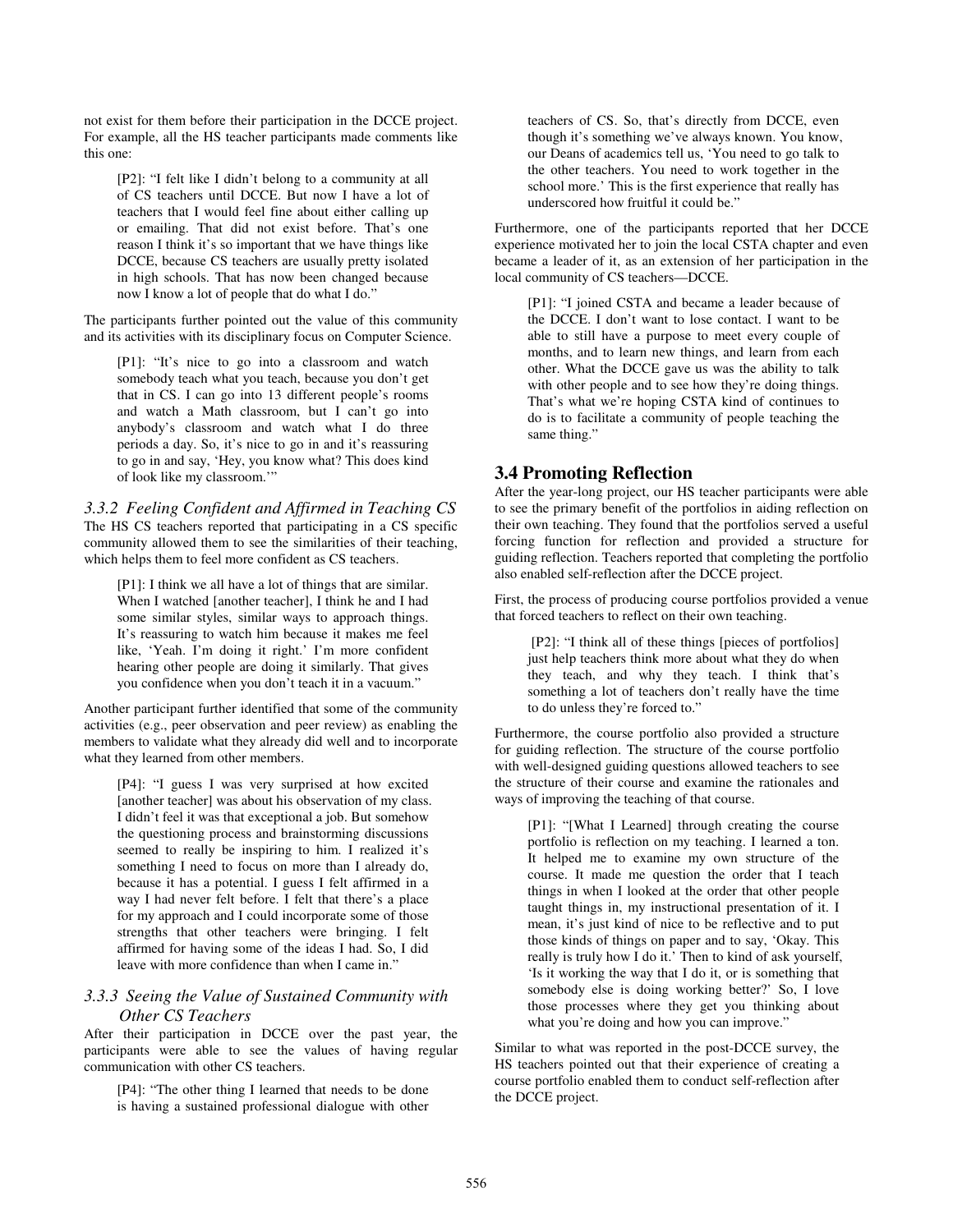not exist for them before their participation in the DCCE project. For example, all the HS teacher participants made comments like this one:

> [P2]: "I felt like I didn't belong to a community at all of CS teachers until DCCE. But now I have a lot of teachers that I would feel fine about either calling up or emailing. That did not exist before. That's one reason I think it's so important that we have things like DCCE, because CS teachers are usually pretty isolated in high schools. That has now been changed because now I know a lot of people that do what I do."

The participants further pointed out the value of this community and its activities with its disciplinary focus on Computer Science.

> [P1]: "It's nice to go into a classroom and watch somebody teach what you teach, because you don't get that in CS. I can go into 13 different people's rooms and watch a Math classroom, but I can't go into anybody's classroom and watch what I do three periods a day. So, it's nice to go in and it's reassuring to go in and say, 'Hey, you know what? This does kind of look like my classroom.'"

### *3.3.2 Feeling Confident and Affirmed in Teaching CS*

The HS CS teachers reported that participating in a CS specific community allowed them to see the similarities of their teaching, which helps them to feel more confident as CS teachers.

> [P1]: I think we all have a lot of things that are similar. When I watched [another teacher], I think he and I had some similar styles, similar ways to approach things. It's reassuring to watch him because it makes me feel like, 'Yeah. I'm doing it right.' I'm more confident hearing other people are doing it similarly. That gives you confidence when you don't teach it in a vacuum."

Another participant further identified that some of the community activities (e.g., peer observation and peer review) as enabling the members to validate what they already did well and to incorporate what they learned from other members.

> [P4]: "I guess I was very surprised at how excited [another teacher] was about his observation of my class. I didn't feel it was that exceptional a job. But somehow the questioning process and brainstorming discussions seemed to really be inspiring to him. I realized it's something I need to focus on more than I already do, because it has a potential. I guess I felt affirmed in a way I had never felt before. I felt that there's a place for my approach and I could incorporate some of those strengths that other teachers were bringing. I felt affirmed for having some of the ideas I had. So, I did leave with more confidence than when I came in."

### *3.3.3 Seeing the Value of Sustained Community with Other CS Teachers*

After their participation in DCCE over the past year, the participants were able to see the values of having regular communication with other CS teachers.

> [P4]: "The other thing I learned that needs to be done is having a sustained professional dialogue with other teachers of CS. So, that's directly from DCCE, even though it's something we've always known. You know, our Deans of academics tell us, 'You need to go talk to the other teachers. You need to work together in the school more.' This is the first experience that really has underscored how fruitful it could be."

Furthermore, one of the participants reported that her DCCE experience motivated her to join the local CSTA chapter and even became a leader of it, as an extension of her participation in the local community of CS teachers—DCCE.

> [P1]: "I joined CSTA and became a leader because of the DCCE. I don't want to lose contact. I want to be able to still have a purpose to meet every couple of months, and to learn new things, and learn from each other. What the DCCE gave us was the ability to talk with other people and to see how they're doing things. That's what we're hoping CSTA kind of continues to do is to facilitate a community of people teaching the same thing."

## 3.4 Promoting Reflection

After the year-long project, our HS teacher participants were able to see the primary benefit of the portfolios in aiding reflection on their own teaching. They found that the portfolios served a useful forcing function for reflection and provided a structure for guiding reflection. Teachers reported that completing the portfolio also enabled self-reflection after the DCCE project.

First, the process of producing course portfolios provided a venue that forced teachers to reflect on their own teaching.

> [P2]: "I think all of these things [pieces of portfolios] just help teachers think more about what they do when they teach, and why they teach. I think that's something a lot of teachers don't really have the time to do unless they're forced to."

Furthermore, the course portfolio also provided a structure for guiding reflection. The structure of the course portfolio with well-designed guiding questions allowed teachers to see the structure of their course and examine the rationales and ways of improving the teaching of that course.

> [P1]: "[What I Learned] through creating the course portfolio is reflection on my teaching. I learned a ton. It helped me to examine my own structure of the course. It made me question the order that I teach things in when I looked at the order that other people taught things in, my instructional presentation of it. I mean, it's just kind of nice to be reflective and to put those kinds of things on paper and to say, 'Okay. This really is truly how I do it.' Then to kind of ask yourself, 'Is it working the way that I do it, or is something that somebody else is doing working better?' So, I love those processes where they get you thinking about what you're doing and how you can improve."

Similar to what was reported in the post-DCCE survey, the HS teachers pointed out that their experience of creating a course portfolio enabled them to conduct self-reflection after the DCCE project.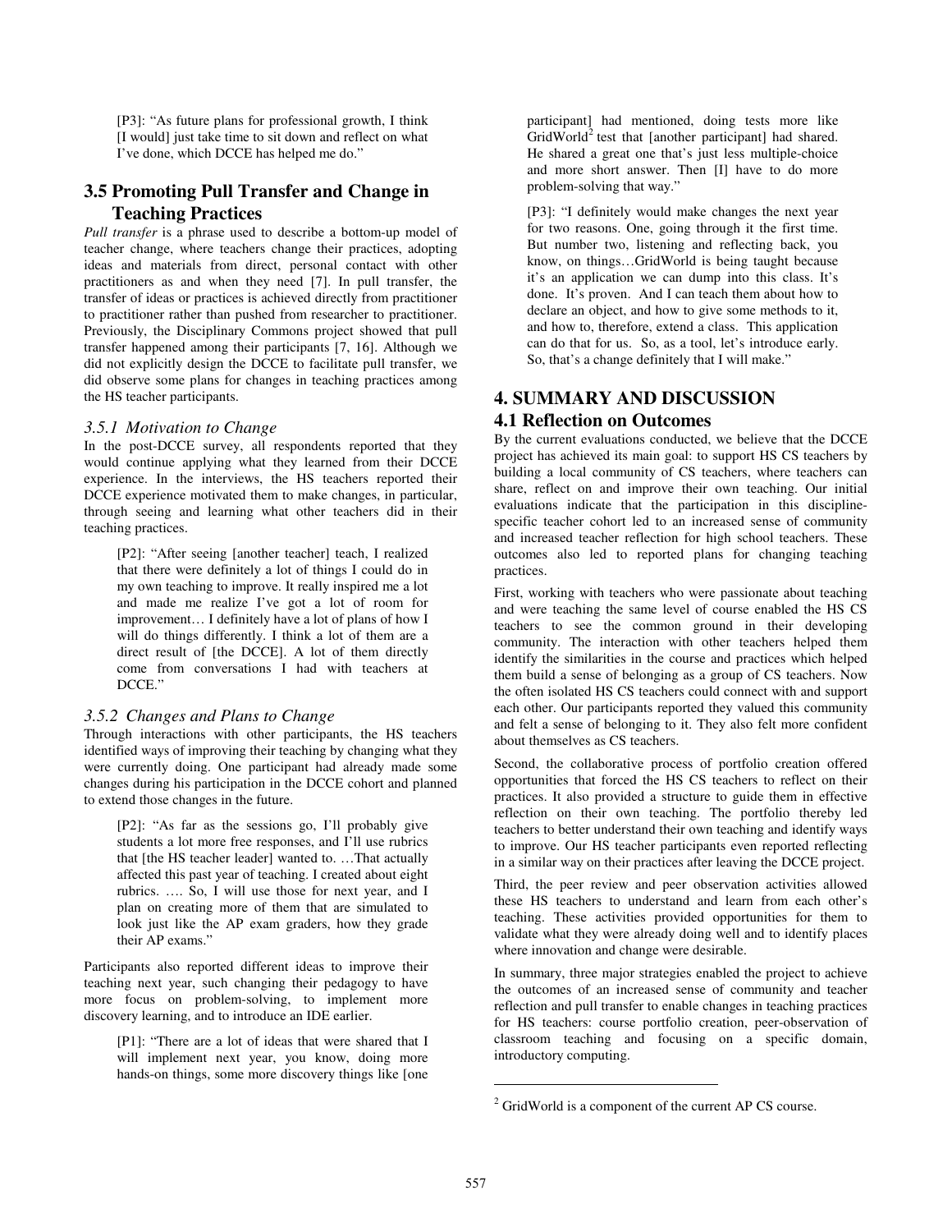> [P3]: "As future plans for professional growth, I think [I would] just take time to sit down and reflect on what I've done, which DCCE has helped me do."

## 3.5 Promoting Pull Transfer and Change in Teaching Practices

*Pull transfer* is a phrase used to describe a bottom-up model of teacher change, where teachers change their practices, adopting ideas and materials from direct, personal contact with other practitioners as and when they need [7]. In pull transfer, the transfer of ideas or practices is achieved directly from practitioner to practitioner rather than pushed from researcher to practitioner. Previously, the Disciplinary Commons project showed that pull transfer happened among their participants [7, 16]. Although we did not explicitly design the DCCE to facilitate pull transfer, we did observe some plans for changes in teaching practices among the HS teacher participants.

### *3.5.1 Motivation to Change*

In the post-DCCE survey, all respondents reported that they would continue applying what they learned from their DCCE experience. In the interviews, the HS teachers reported their DCCE experience motivated them to make changes, in particular, through seeing and learning what other teachers did in their teaching practices.

> [P2]: "After seeing [another teacher] teach, I realized that there were definitely a lot of things I could do in my own teaching to improve. It really inspired me a lot and made me realize I've got a lot of room for improvement… I definitely have a lot of plans of how I will do things differently. I think a lot of them are a direct result of [the DCCE]. A lot of them directly come from conversations I had with teachers at DCCE."

### *3.5.2 Changes and Plans to Change*

Through interactions with other participants, the HS teachers identified ways of improving their teaching by changing what they were currently doing. One participant had already made some changes during his participation in the DCCE cohort and planned to extend those changes in the future.

> [P2]: "As far as the sessions go, I'll probably give students a lot more free responses, and I'll use rubrics that [the HS teacher leader] wanted to. …That actually affected this past year of teaching. I created about eight rubrics. …. So, I will use those for next year, and I plan on creating more of them that are simulated to look just like the AP exam graders, how they grade their AP exams."

Participants also reported different ideas to improve their teaching next year, such changing their pedagogy to have more focus on problem-solving, to implement more discovery learning, and to introduce an IDE earlier.

> [P1]: "There are a lot of ideas that were shared that I will implement next year, you know, doing more hands-on things, some more discovery things like [one participant] had mentioned, doing tests more like GridWorld[2] test that [another participant] had shared. He shared a great one that's just less multiple-choice and more short answer. Then [I] have to do more problem-solving that way."

> [P3]: "I definitely would make changes the next year for two reasons. One, going through it the first time. But number two, listening and reflecting back, you know, on things…GridWorld is being taught because it's an application we can dump into this class. It's done. It's proven. And I can teach them about how to declare an object, and how to give some methods to it, and how to, therefore, extend a class. This application can do that for us. So, as a tool, let's introduce early. So, that's a change definitely that I will make."

# 4. SUMMARY AND DISCUSSION

## 4.1 Reflection on Outcomes

By the current evaluations conducted, we believe that the DCCE project has achieved its main goal: to support HS CS teachers by building a local community of CS teachers, where teachers can share, reflect on and improve their own teaching. Our initial evaluations indicate that the participation in this discipline-specific teacher cohort led to an increased sense of community and increased teacher reflection for high school teachers. These outcomes also led to reported plans for changing teaching practices.

First, working with teachers who were passionate about teaching and were teaching the same level of course enabled the HS CS teachers to see the common ground in their developing community. The interaction with other teachers helped them identify the similarities in the course and practices which helped them build a sense of belonging as a group of CS teachers. Now the often isolated HS CS teachers could connect with and support each other. Our participants reported they valued this community and felt a sense of belonging to it. They also felt more confident about themselves as CS teachers.

Second, the collaborative process of portfolio creation offered opportunities that forced the HS CS teachers to reflect on their practices. It also provided a structure to guide them in effective reflection on their own teaching. The portfolio thereby led teachers to better understand their own teaching and identify ways to improve. Our HS teacher participants even reported reflecting in a similar way on their practices after leaving the DCCE project.

Third, the peer review and peer observation activities allowed these HS teachers to understand and learn from each other's teaching. These activities provided opportunities for them to validate what they were already doing well and to identify places where innovation and change were desirable.

In summary, three major strategies enabled the project to achieve the outcomes of an increased sense of community and teacher reflection and pull transfer to enable changes in teaching practices for HS teachers: course portfolio creation, peer-observation of classroom teaching and focusing on a specific domain, introductory computing.

---

[2] GridWorld is a component of the current AP CS course.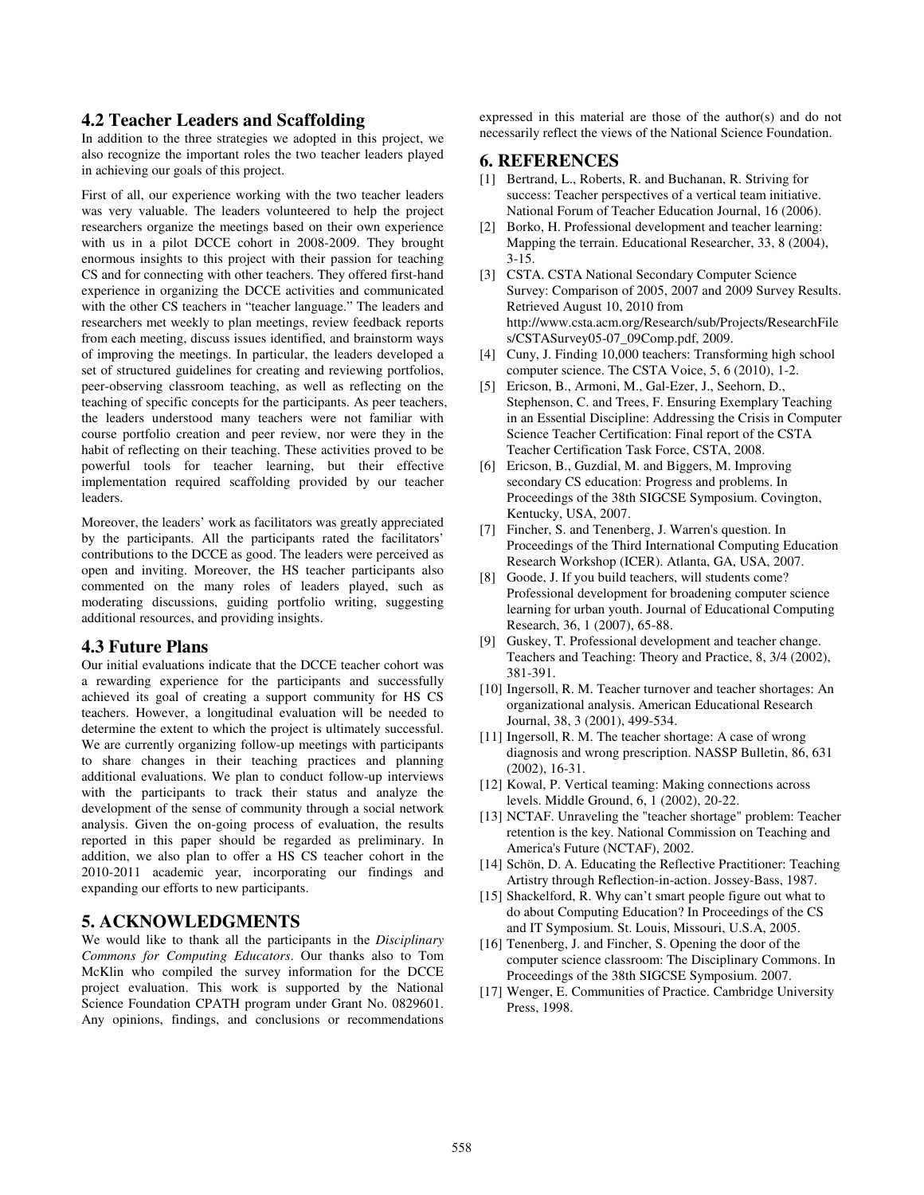## 4.2 Teacher Leaders and Scaffolding

In addition to the three strategies we adopted in this project, we also recognize the important roles the two teacher leaders played in achieving our goals of this project.

First of all, our experience working with the two teacher leaders was very valuable. The leaders volunteered to help the project researchers organize the meetings based on their own experience with us in a pilot DCCE cohort in 2008-2009. They brought enormous insights to this project with their passion for teaching CS and for connecting with other teachers. They offered first-hand experience in organizing the DCCE activities and communicated with the other CS teachers in "teacher language." The leaders and researchers met weekly to plan meetings, review feedback reports from each meeting, discuss issues identified, and brainstorm ways of improving the meetings. In particular, the leaders developed a set of structured guidelines for creating and reviewing portfolios, peer-observing classroom teaching, as well as reflecting on the teaching of specific concepts for the participants. As peer teachers, the leaders understood many teachers were not familiar with course portfolio creation and peer review, nor were they in the habit of reflecting on their teaching. These activities proved to be powerful tools for teacher learning, but their effective implementation required scaffolding provided by our teacher leaders.

Moreover, the leaders' work as facilitators was greatly appreciated by the participants. All the participants rated the facilitators' contributions to the DCCE as good. The leaders were perceived as open and inviting. Moreover, the HS teacher participants also commented on the many roles of leaders played, such as moderating discussions, guiding portfolio writing, suggesting additional resources, and providing insights.

## 4.3 Future Plans

Our initial evaluations indicate that the DCCE teacher cohort was a rewarding experience for the participants and successfully achieved its goal of creating a support community for HS CS teachers. However, a longitudinal evaluation will be needed to determine the extent to which the project is ultimately successful. We are currently organizing follow-up meetings with participants to share changes in their teaching practices and planning additional evaluations. We plan to conduct follow-up interviews with the participants to track their status and analyze the development of the sense of community through a social network analysis. Given the on-going process of evaluation, the results reported in this paper should be regarded as preliminary. In addition, we also plan to offer a HS CS teacher cohort in the 2010-2011 academic year, incorporating our findings and expanding our efforts to new participants.

# 5. ACKNOWLEDGMENTS

We would like to thank all the participants in the *Disciplinary Commons for Computing Educators*. Our thanks also to Tom McKlin who compiled the survey information for the DCCE project evaluation. This work is supported by the National Science Foundation CPATH program under Grant No. 0829601. Any opinions, findings, and conclusions or recommendations expressed in this material are those of the author(s) and do not necessarily reflect the views of the National Science Foundation.

# 6. REFERENCES

[1] Bertrand, L., Roberts, R. and Buchanan, R. Striving for success: Teacher perspectives of a vertical team initiative. National Forum of Teacher Education Journal, 16 (2006).

[2] Borko, H. Professional development and teacher learning: Mapping the terrain. Educational Researcher, 33, 8 (2004), 3-15.

[3] CSTA. CSTA National Secondary Computer Science Survey: Comparison of 2005, 2007 and 2009 Survey Results. Retrieved August 10, 2010 from http://www.csta.acm.org/Research/sub/Projects/ResearchFiles/CSTASurvey05-07_09Comp.pdf, 2009.

[4] Cuny, J. Finding 10,000 teachers: Transforming high school computer science. The CSTA Voice, 5, 6 (2010), 1-2.

[5] Ericson, B., Armoni, M., Gal-Ezer, J., Seehorn, D., Stephenson, C. and Trees, F. Ensuring Exemplary Teaching in an Essential Discipline: Addressing the Crisis in Computer Science Teacher Certification: Final report of the CSTA Teacher Certification Task Force, CSTA, 2008.

[6] Ericson, B., Guzdial, M. and Biggers, M. Improving secondary CS education: Progress and problems. In Proceedings of the 38th SIGCSE Symposium. Covington, Kentucky, USA, 2007.

[7] Fincher, S. and Tenenberg, J. Warren's question. In Proceedings of the Third International Computing Education Research Workshop (ICER). Atlanta, GA, USA, 2007.

[8] Goode, J. If you build teachers, will students come? Professional development for broadening computer science learning for urban youth. Journal of Educational Computing Research, 36, 1 (2007), 65-88.

[9] Guskey, T. Professional development and teacher change. Teachers and Teaching: Theory and Practice, 8, 3/4 (2002), 381-391.

[10] Ingersoll, R. M. Teacher turnover and teacher shortages: An organizational analysis. American Educational Research Journal, 38, 3 (2001), 499-534.

[11] Ingersoll, R. M. The teacher shortage: A case of wrong diagnosis and wrong prescription. NASSP Bulletin, 86, 631 (2002), 16-31.

[12] Kowal, P. Vertical teaming: Making connections across levels. Middle Ground, 6, 1 (2002), 20-22.

[13] NCTAF. Unraveling the "teacher shortage" problem: Teacher retention is the key. National Commission on Teaching and America's Future (NCTAF), 2002.

[14] Schön, D. A. Educating the Reflective Practitioner: Teaching Artistry through Reflection-in-action. Jossey-Bass, 1987.

[15] Shackelford, R. Why can't smart people figure out what to do about Computing Education? In Proceedings of the CS and IT Symposium. St. Louis, Missouri, U.S.A, 2005.

[16] Tenenberg, J. and Fincher, S. Opening the door of the computer science classroom: The Disciplinary Commons. In Proceedings of the 38th SIGCSE Symposium. 2007.

[17] Wenger, E. Communities of Practice. Cambridge University Press, 1998.